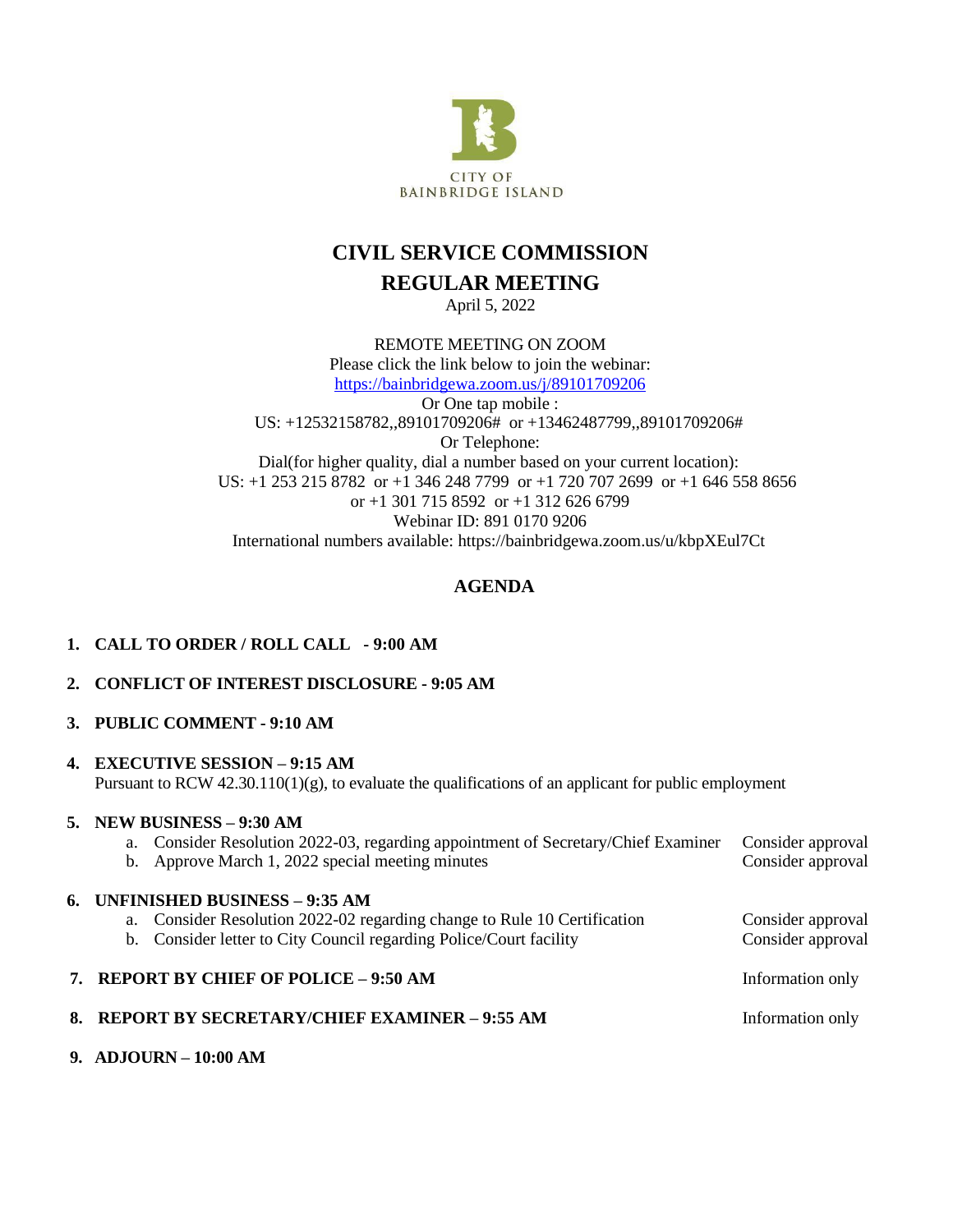CITY OF
BAINBRIDGE ISLAND

# CIVIL SERVICE COMMISSION

## REGULAR MEETING

April 5, 2022

REMOTE MEETING ON ZOOM
Please click the link below to join the webinar:
https://bainbridgewa.zoom.us/j/89101709206
Or One tap mobile :
US: +12532158782,,89101709206# or +13462487799,,89101709206#
Or Telephone:
Dial(for higher quality, dial a number based on your current location):
US: +1 253 215 8782 or +1 346 248 7799 or +1 720 707 2699 or +1 646 558 8656
or +1 301 715 8592 or +1 312 626 6799
Webinar ID: 891 0170 9206
International numbers available: https://bainbridgewa.zoom.us/u/kbpXEul7Ct

## AGENDA

1. **CALL TO ORDER / ROLL CALL - 9:00 AM**

2. **CONFLICT OF INTEREST DISCLOSURE - 9:05 AM**

3. **PUBLIC COMMENT - 9:10 AM**

4. **EXECUTIVE SESSION – 9:15 AM**
   Pursuant to RCW 42.30.110(1)(g), to evaluate the qualifications of an applicant for public employment

5. **NEW BUSINESS – 9:30 AM**
   a. Consider Resolution 2022-03, regarding appointment of Secretary/Chief Examiner — Consider approval
   b. Approve March 1, 2022 special meeting minutes — Consider approval

6. **UNFINISHED BUSINESS – 9:35 AM**
   a. Consider Resolution 2022-02 regarding change to Rule 10 Certification — Consider approval
   b. Consider letter to City Council regarding Police/Court facility — Consider approval

7. **REPORT BY CHIEF OF POLICE – 9:50 AM** — Information only

8. **REPORT BY SECRETARY/CHIEF EXAMINER – 9:55 AM** — Information only

9. **ADJOURN – 10:00 AM**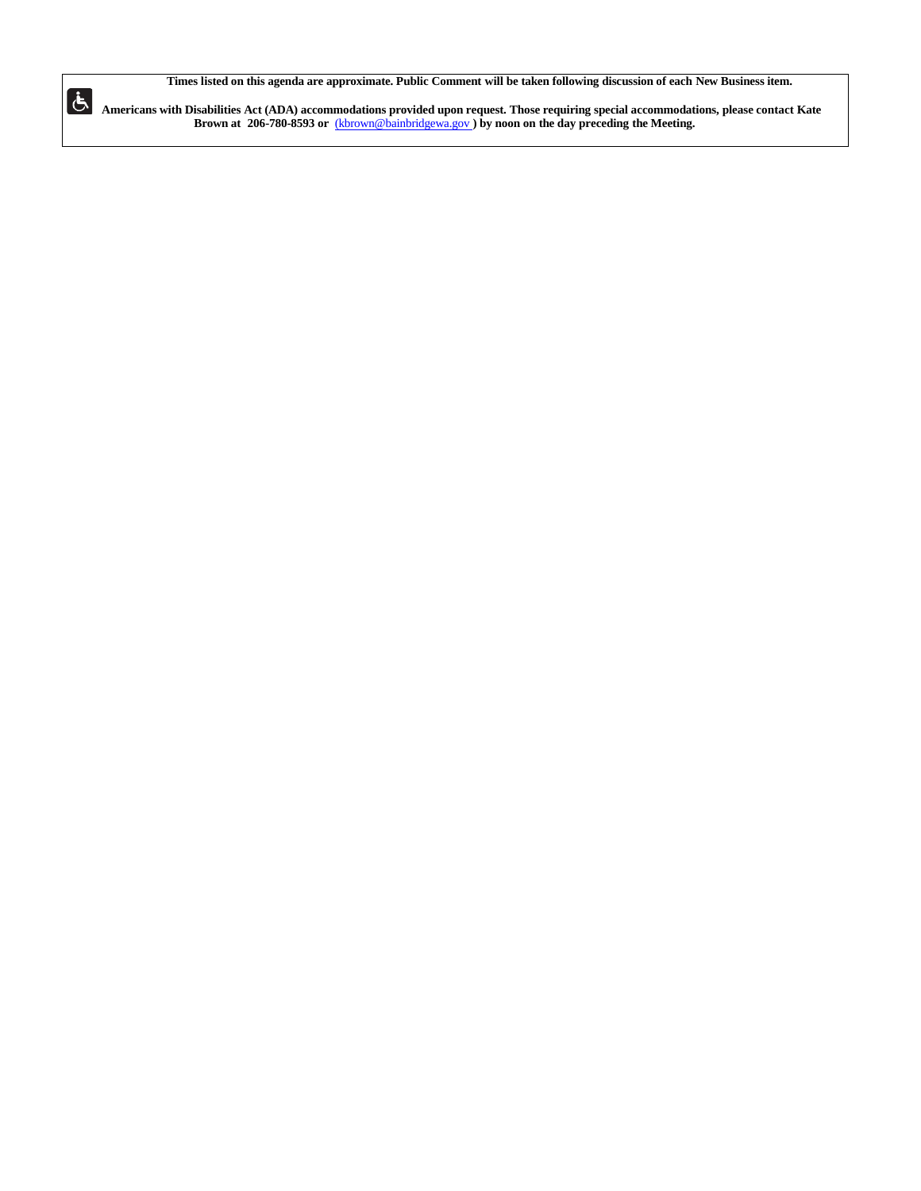**Times listed on this agenda are approximate. Public Comment will be taken following discussion of each New Business item.**

**Americans with Disabilities Act (ADA) accommodations provided upon request. Those requiring special accommodations, please contact Kate Brown at 206-780-8593 or** (kbrown@bainbridgewa.gov ) **by noon on the day preceding the Meeting.**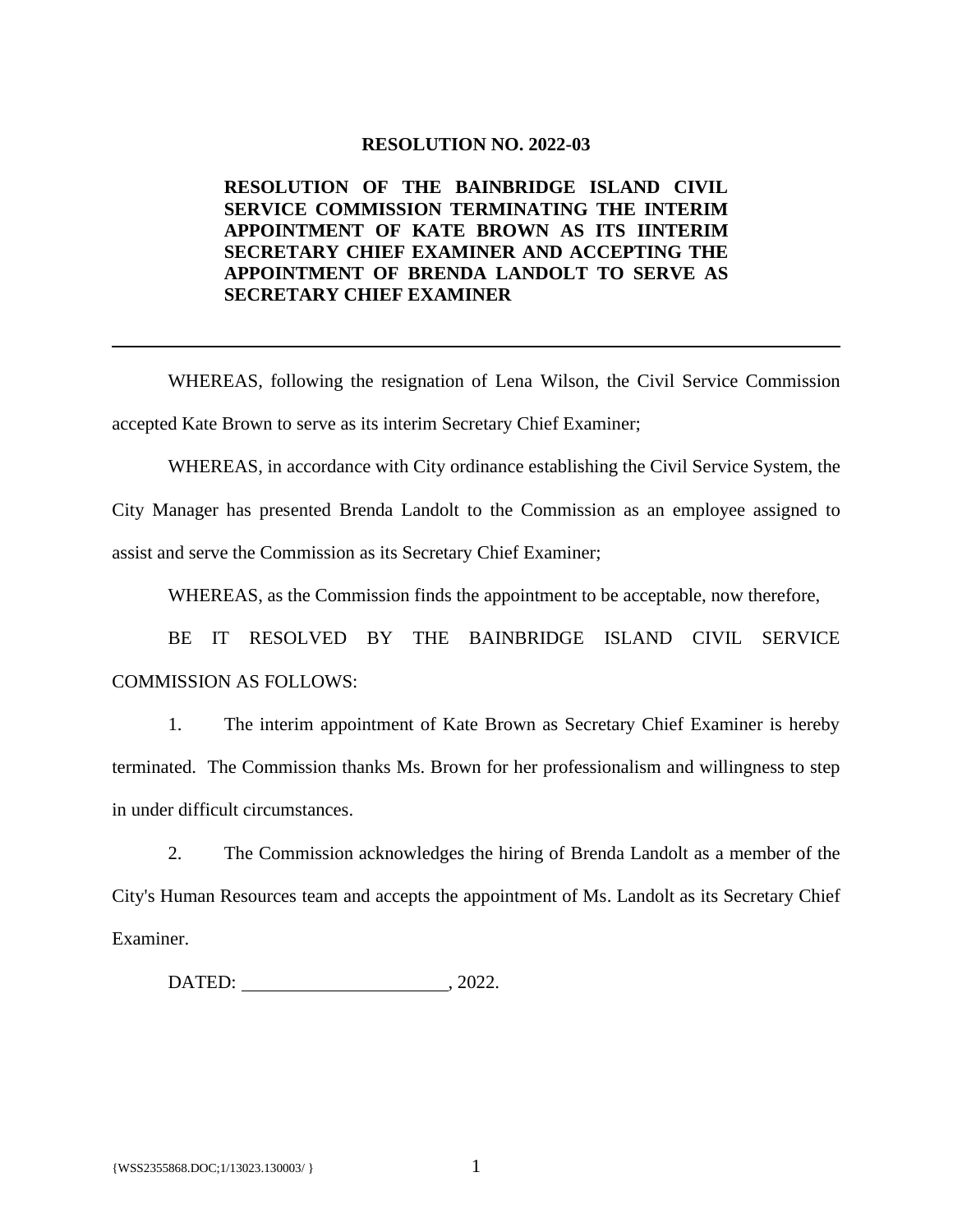**RESOLUTION NO. 2022-03**

**RESOLUTION OF THE BAINBRIDGE ISLAND CIVIL SERVICE COMMISSION TERMINATING THE INTERIM APPOINTMENT OF KATE BROWN AS ITS IINTERIM SECRETARY CHIEF EXAMINER AND ACCEPTING THE APPOINTMENT OF BRENDA LANDOLT TO SERVE AS SECRETARY CHIEF EXAMINER**

---

WHEREAS, following the resignation of Lena Wilson, the Civil Service Commission accepted Kate Brown to serve as its interim Secretary Chief Examiner;

WHEREAS, in accordance with City ordinance establishing the Civil Service System, the City Manager has presented Brenda Landolt to the Commission as an employee assigned to assist and serve the Commission as its Secretary Chief Examiner;

WHEREAS, as the Commission finds the appointment to be acceptable, now therefore,

BE IT RESOLVED BY THE BAINBRIDGE ISLAND CIVIL SERVICE COMMISSION AS FOLLOWS:

1. The interim appointment of Kate Brown as Secretary Chief Examiner is hereby terminated. The Commission thanks Ms. Brown for her professionalism and willingness to step in under difficult circumstances.

2. The Commission acknowledges the hiring of Brenda Landolt as a member of the City's Human Resources team and accepts the appointment of Ms. Landolt as its Secretary Chief Examiner.

DATED: ______________________, 2022.

{WSS2355868.DOC;1/13023.130003/ }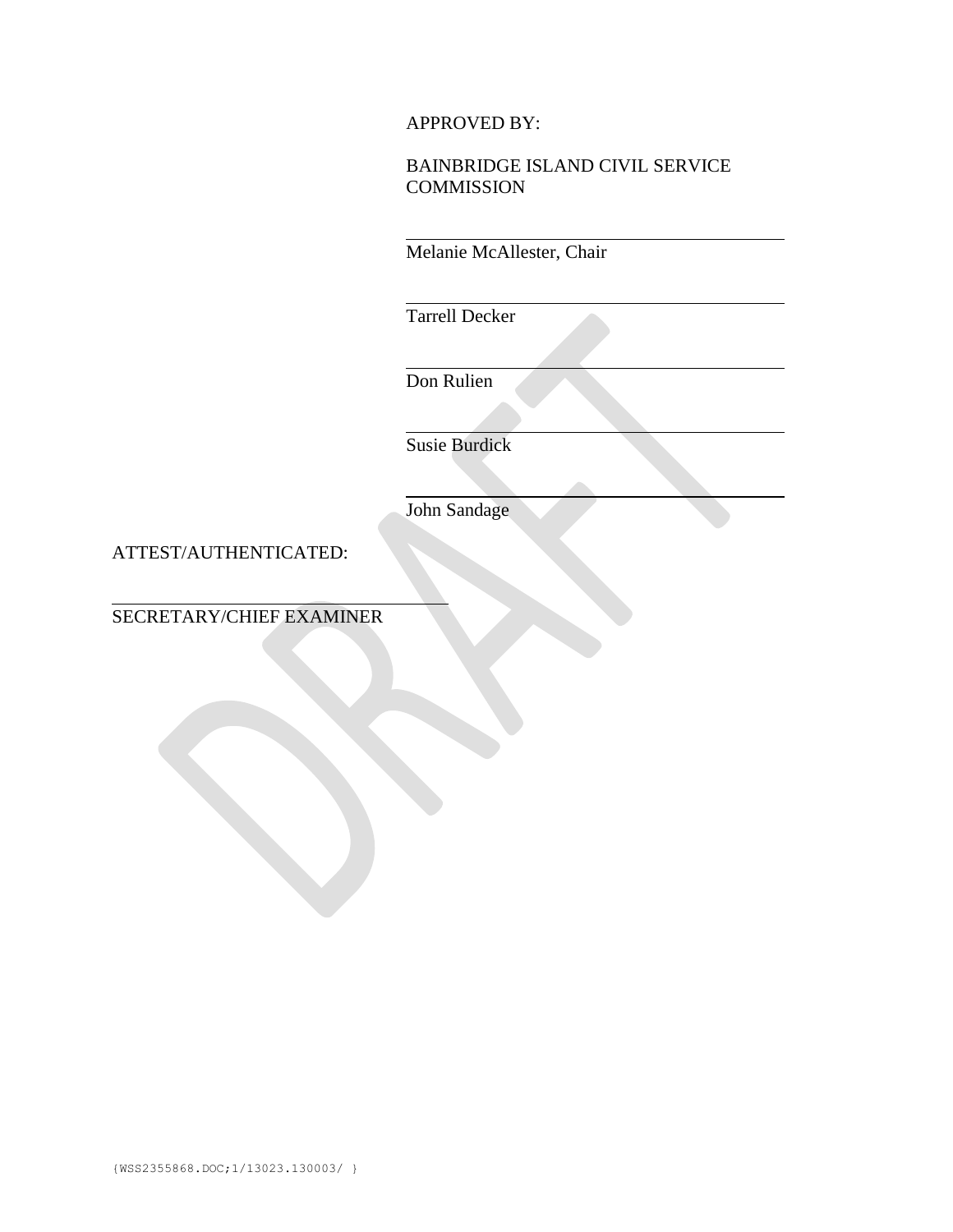APPROVED BY:

BAINBRIDGE ISLAND CIVIL SERVICE COMMISSION

\_\_\_\_\_\_\_\_\_\_\_\_\_\_\_\_\_\_\_\_\_\_\_\_\_\_\_\_\_\_\_\_\_\_\_\_\_\_\_\_

Melanie McAllester, Chair

\_\_\_\_\_\_\_\_\_\_\_\_\_\_\_\_\_\_\_\_\_\_\_\_\_\_\_\_\_\_\_\_\_\_\_\_\_\_\_\_

Tarrell Decker

\_\_\_\_\_\_\_\_\_\_\_\_\_\_\_\_\_\_\_\_\_\_\_\_\_\_\_\_\_\_\_\_\_\_\_\_\_\_\_\_

Don Rulien

\_\_\_\_\_\_\_\_\_\_\_\_\_\_\_\_\_\_\_\_\_\_\_\_\_\_\_\_\_\_\_\_\_\_\_\_\_\_\_\_

Susie Burdick

\_\_\_\_\_\_\_\_\_\_\_\_\_\_\_\_\_\_\_\_\_\_\_\_\_\_\_\_\_\_\_\_\_\_\_\_\_\_\_\_

John Sandage

ATTEST/AUTHENTICATED:

\_\_\_\_\_\_\_\_\_\_\_\_\_\_\_\_\_\_\_\_\_\_\_\_\_\_\_\_\_\_\_\_\_\_\_\_\_\_\_\_

SECRETARY/CHIEF EXAMINER

{WSS2355868.DOC;1/13023.130003/ }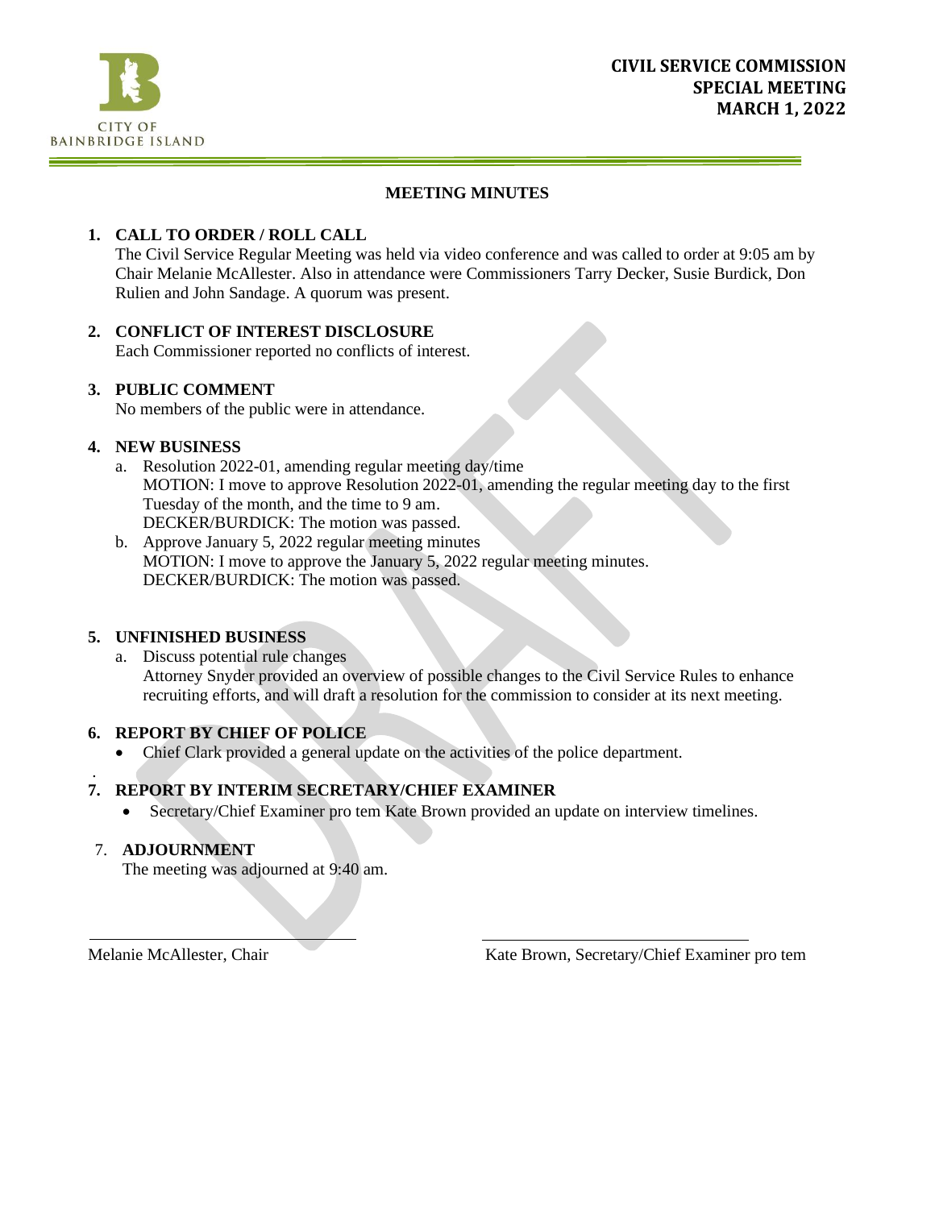CITY OF BAINBRIDGE ISLAND

**CIVIL SERVICE COMMISSION**
**SPECIAL MEETING**
**MARCH 1, 2022**

## MEETING MINUTES

**1. CALL TO ORDER / ROLL CALL**

The Civil Service Regular Meeting was held via video conference and was called to order at 9:05 am by Chair Melanie McAllester. Also in attendance were Commissioners Tarry Decker, Susie Burdick, Don Rulien and John Sandage. A quorum was present.

**2. CONFLICT OF INTEREST DISCLOSURE**

Each Commissioner reported no conflicts of interest.

**3. PUBLIC COMMENT**

No members of the public were in attendance.

**4. NEW BUSINESS**

a. Resolution 2022-01, amending regular meeting day/time
MOTION: I move to approve Resolution 2022-01, amending the regular meeting day to the first Tuesday of the month, and the time to 9 am.
DECKER/BURDICK: The motion was passed.

b. Approve January 5, 2022 regular meeting minutes
MOTION: I move to approve the January 5, 2022 regular meeting minutes.
DECKER/BURDICK: The motion was passed.

**5. UNFINISHED BUSINESS**

a. Discuss potential rule changes
Attorney Snyder provided an overview of possible changes to the Civil Service Rules to enhance recruiting efforts, and will draft a resolution for the commission to consider at its next meeting.

**6. REPORT BY CHIEF OF POLICE**

- Chief Clark provided a general update on the activities of the police department.

**7. REPORT BY INTERIM SECRETARY/CHIEF EXAMINER**

- Secretary/Chief Examiner pro tem Kate Brown provided an update on interview timelines.

7. **ADJOURNMENT**

The meeting was adjourned at 9:40 am.

Melanie McAllester, Chair

Kate Brown, Secretary/Chief Examiner pro tem

DRAFT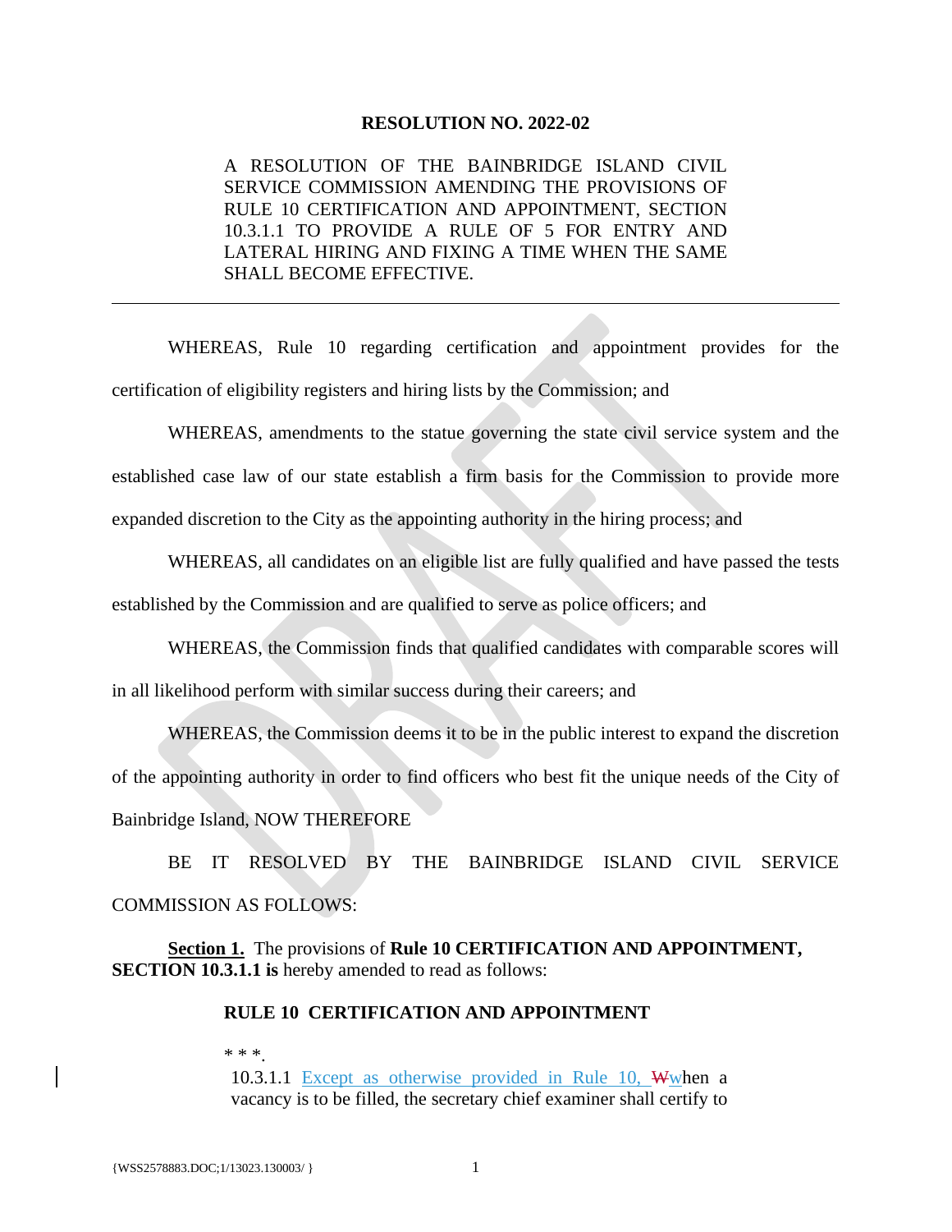**RESOLUTION NO. 2022-02**

A RESOLUTION OF THE BAINBRIDGE ISLAND CIVIL SERVICE COMMISSION AMENDING THE PROVISIONS OF RULE 10 CERTIFICATION AND APPOINTMENT, SECTION 10.3.1.1 TO PROVIDE A RULE OF 5 FOR ENTRY AND LATERAL HIRING AND FIXING A TIME WHEN THE SAME SHALL BECOME EFFECTIVE.

---

WHEREAS, Rule 10 regarding certification and appointment provides for the certification of eligibility registers and hiring lists by the Commission; and

WHEREAS, amendments to the statue governing the state civil service system and the established case law of our state establish a firm basis for the Commission to provide more expanded discretion to the City as the appointing authority in the hiring process; and

WHEREAS, all candidates on an eligible list are fully qualified and have passed the tests established by the Commission and are qualified to serve as police officers; and

WHEREAS, the Commission finds that qualified candidates with comparable scores will in all likelihood perform with similar success during their careers; and

WHEREAS, the Commission deems it to be in the public interest to expand the discretion of the appointing authority in order to find officers who best fit the unique needs of the City of Bainbridge Island, NOW THEREFORE

BE IT RESOLVED BY THE BAINBRIDGE ISLAND CIVIL SERVICE COMMISSION AS FOLLOWS:

**Section 1.** The provisions of **Rule 10 CERTIFICATION AND APPOINTMENT, SECTION 10.3.1.1 is** hereby amended to read as follows:

**RULE 10 CERTIFICATION AND APPOINTMENT**

* * *.

10.3.1.1 Except as otherwise provided in Rule 10, ~~W~~when a vacancy is to be filled, the secretary chief examiner shall certify to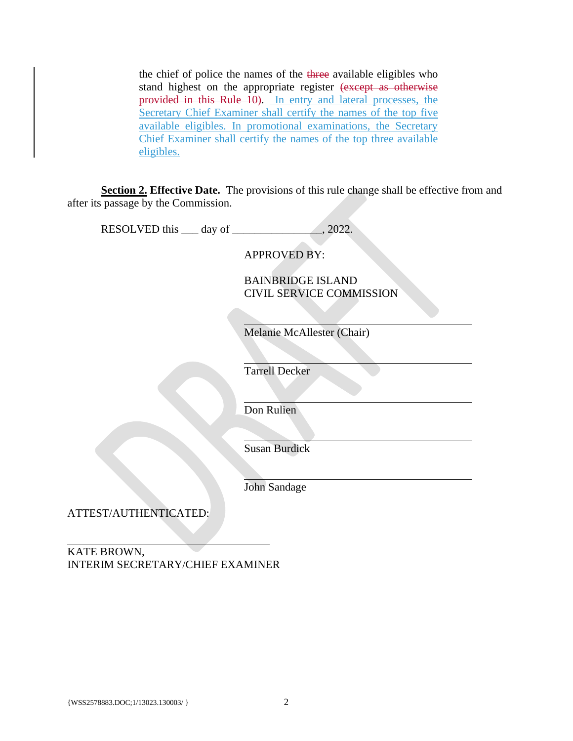the chief of police the names of the ~~three~~ available eligibles who stand highest on the appropriate register ~~(except as otherwise provided in this Rule 10)~~. In entry and lateral processes, the Secretary Chief Examiner shall certify the names of the top five available eligibles. In promotional examinations, the Secretary Chief Examiner shall certify the names of the top three available eligibles.

**Section 2. Effective Date.** The provisions of this rule change shall be effective from and after its passage by the Commission.

RESOLVED this ___ day of _______________, 2022.

APPROVED BY:

BAINBRIDGE ISLAND
CIVIL SERVICE COMMISSION

___________________________________
Melanie McAllester (Chair)

___________________________________
Tarrell Decker

___________________________________
Don Rulien

___________________________________
Susan Burdick

___________________________________
John Sandage

ATTEST/AUTHENTICATED:

___________________________________
KATE BROWN,
INTERIM SECRETARY/CHIEF EXAMINER

{WSS2578883.DOC;1/13023.130003/ }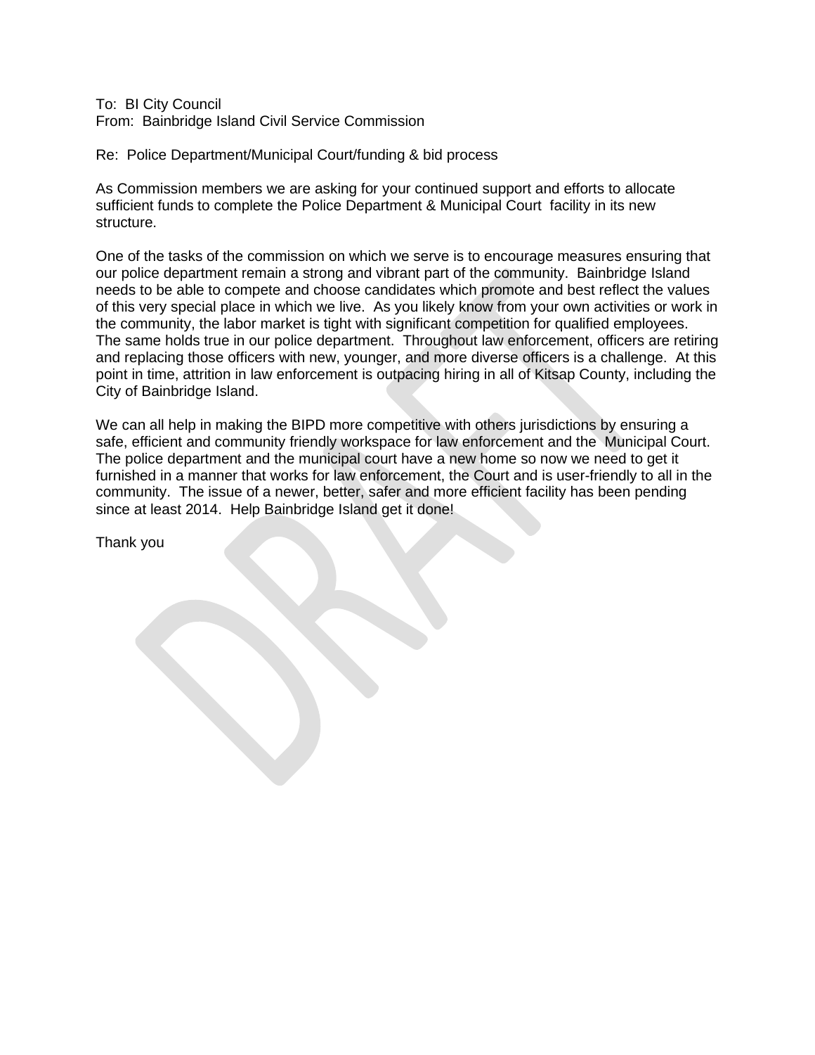To: BI City Council
From: Bainbridge Island Civil Service Commission

Re: Police Department/Municipal Court/funding & bid process

As Commission members we are asking for your continued support and efforts to allocate sufficient funds to complete the Police Department & Municipal Court facility in its new structure.

One of the tasks of the commission on which we serve is to encourage measures ensuring that our police department remain a strong and vibrant part of the community. Bainbridge Island needs to be able to compete and choose candidates which promote and best reflect the values of this very special place in which we live. As you likely know from your own activities or work in the community, the labor market is tight with significant competition for qualified employees. The same holds true in our police department. Throughout law enforcement, officers are retiring and replacing those officers with new, younger, and more diverse officers is a challenge. At this point in time, attrition in law enforcement is outpacing hiring in all of Kitsap County, including the City of Bainbridge Island.

We can all help in making the BIPD more competitive with others jurisdictions by ensuring a safe, efficient and community friendly workspace for law enforcement and the Municipal Court. The police department and the municipal court have a new home so now we need to get it furnished in a manner that works for law enforcement, the Court and is user-friendly to all in the community. The issue of a newer, better, safer and more efficient facility has been pending since at least 2014. Help Bainbridge Island get it done!

Thank you

DRAFT